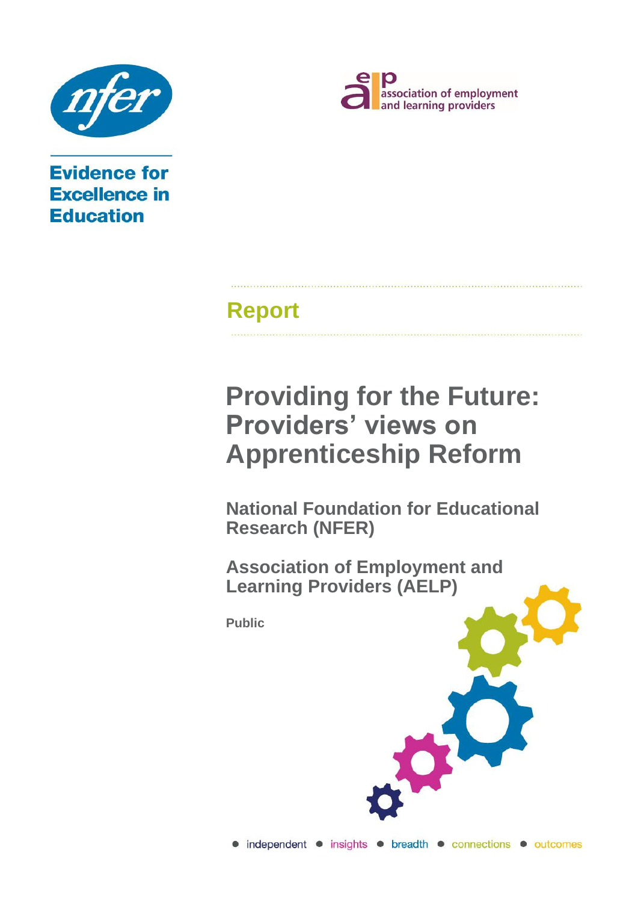nfer

**Evidence for Excellence in Education**

aelp association of employment and learning providers

## Report

# Providing for the Future: Providers' views on Apprenticeship Reform

**National Foundation for Educational Research (NFER)**

**Association of Employment and Learning Providers (AELP)**

**Public**

independent • insights • breadth • connections • outcomes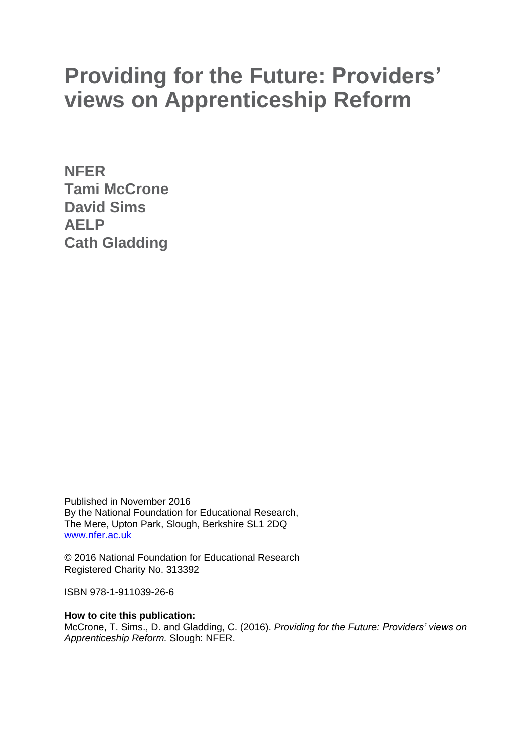# Providing for the Future: Providers' views on Apprenticeship Reform

**NFER**
**Tami McCrone**
**David Sims**
**AELP**
**Cath Gladding**

Published in November 2016
By the National Foundation for Educational Research,
The Mere, Upton Park, Slough, Berkshire SL1 2DQ
www.nfer.ac.uk

© 2016 National Foundation for Educational Research
Registered Charity No. 313392

ISBN 978-1-911039-26-6

**How to cite this publication:**
McCrone, T. Sims., D. and Gladding, C. (2016). *Providing for the Future: Providers' views on Apprenticeship Reform.* Slough: NFER.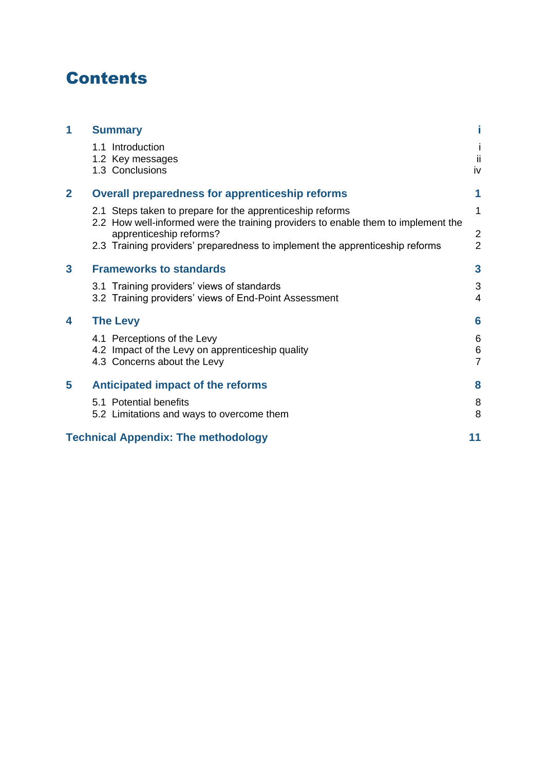# Contents

| | | |
|---|---|---|
| **1** | **Summary** | **i** |
| | 1.1 Introduction | i |
| | 1.2 Key messages | ii |
| | 1.3 Conclusions | iv |
| **2** | **Overall preparedness for apprenticeship reforms** | **1** |
| | 2.1 Steps taken to prepare for the apprenticeship reforms | 1 |
| | 2.2 How well-informed were the training providers to enable them to implement the apprenticeship reforms? | 2 |
| | 2.3 Training providers' preparedness to implement the apprenticeship reforms | 2 |
| **3** | **Frameworks to standards** | **3** |
| | 3.1 Training providers' views of standards | 3 |
| | 3.2 Training providers' views of End-Point Assessment | 4 |
| **4** | **The Levy** | **6** |
| | 4.1 Perceptions of the Levy | 6 |
| | 4.2 Impact of the Levy on apprenticeship quality | 6 |
| | 4.3 Concerns about the Levy | 7 |
| **5** | **Anticipated impact of the reforms** | **8** |
| | 5.1 Potential benefits | 8 |
| | 5.2 Limitations and ways to overcome them | 8 |
| **Technical Appendix: The methodology** | | **11** |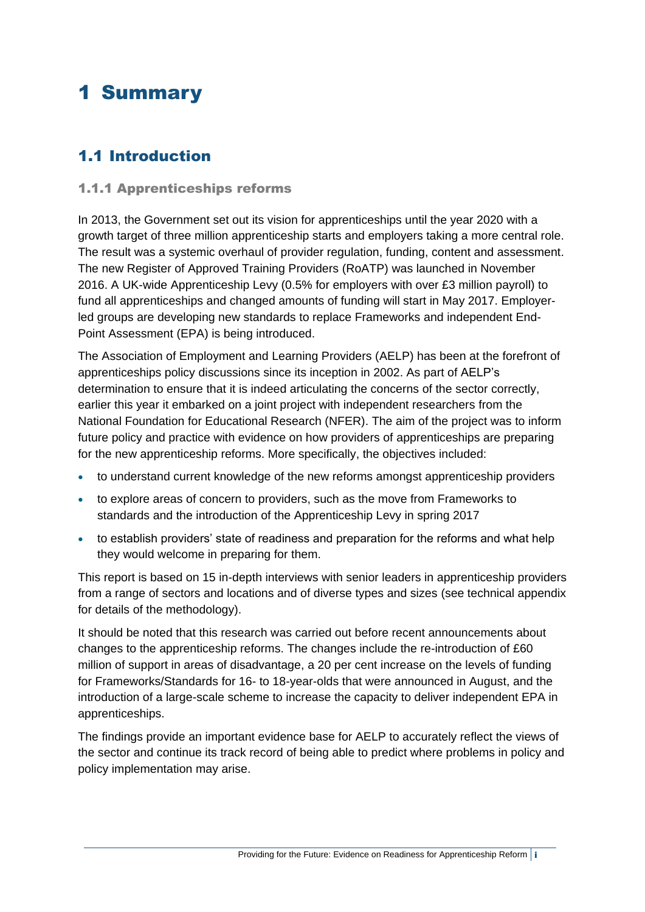# 1 Summary

## 1.1 Introduction

### 1.1.1 Apprenticeships reforms

In 2013, the Government set out its vision for apprenticeships until the year 2020 with a growth target of three million apprenticeship starts and employers taking a more central role. The result was a systemic overhaul of provider regulation, funding, content and assessment. The new Register of Approved Training Providers (RoATP) was launched in November 2016. A UK-wide Apprenticeship Levy (0.5% for employers with over £3 million payroll) to fund all apprenticeships and changed amounts of funding will start in May 2017. Employer-led groups are developing new standards to replace Frameworks and independent End-Point Assessment (EPA) is being introduced.

The Association of Employment and Learning Providers (AELP) has been at the forefront of apprenticeships policy discussions since its inception in 2002. As part of AELP's determination to ensure that it is indeed articulating the concerns of the sector correctly, earlier this year it embarked on a joint project with independent researchers from the National Foundation for Educational Research (NFER). The aim of the project was to inform future policy and practice with evidence on how providers of apprenticeships are preparing for the new apprenticeship reforms. More specifically, the objectives included:

- to understand current knowledge of the new reforms amongst apprenticeship providers
- to explore areas of concern to providers, such as the move from Frameworks to standards and the introduction of the Apprenticeship Levy in spring 2017
- to establish providers' state of readiness and preparation for the reforms and what help they would welcome in preparing for them.

This report is based on 15 in-depth interviews with senior leaders in apprenticeship providers from a range of sectors and locations and of diverse types and sizes (see technical appendix for details of the methodology).

It should be noted that this research was carried out before recent announcements about changes to the apprenticeship reforms. The changes include the re-introduction of £60 million of support in areas of disadvantage, a 20 per cent increase on the levels of funding for Frameworks/Standards for 16- to 18-year-olds that were announced in August, and the introduction of a large-scale scheme to increase the capacity to deliver independent EPA in apprenticeships.

The findings provide an important evidence base for AELP to accurately reflect the views of the sector and continue its track record of being able to predict where problems in policy and policy implementation may arise.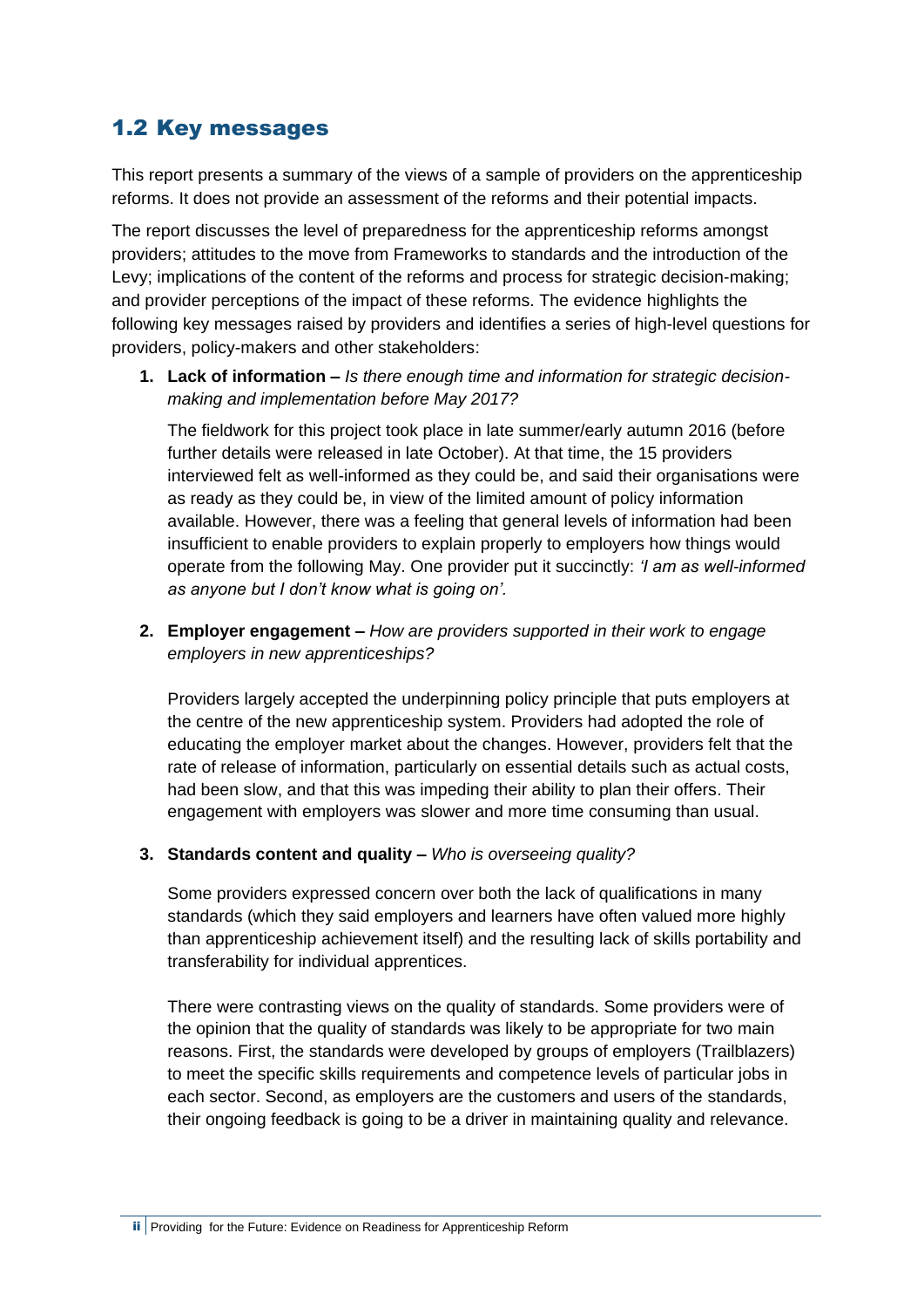## 1.2 Key messages

This report presents a summary of the views of a sample of providers on the apprenticeship reforms. It does not provide an assessment of the reforms and their potential impacts.

The report discusses the level of preparedness for the apprenticeship reforms amongst providers; attitudes to the move from Frameworks to standards and the introduction of the Levy; implications of the content of the reforms and process for strategic decision-making; and provider perceptions of the impact of these reforms. The evidence highlights the following key messages raised by providers and identifies a series of high-level questions for providers, policy-makers and other stakeholders:

1. **Lack of information –** *Is there enough time and information for strategic decision-making and implementation before May 2017?*

   The fieldwork for this project took place in late summer/early autumn 2016 (before further details were released in late October). At that time, the 15 providers interviewed felt as well-informed as they could be, and said their organisations were as ready as they could be, in view of the limited amount of policy information available. However, there was a feeling that general levels of information had been insufficient to enable providers to explain properly to employers how things would operate from the following May. One provider put it succinctly: *'I am as well-informed as anyone but I don't know what is going on'.*

2. **Employer engagement –** *How are providers supported in their work to engage employers in new apprenticeships?*

   Providers largely accepted the underpinning policy principle that puts employers at the centre of the new apprenticeship system. Providers had adopted the role of educating the employer market about the changes. However, providers felt that the rate of release of information, particularly on essential details such as actual costs, had been slow, and that this was impeding their ability to plan their offers. Their engagement with employers was slower and more time consuming than usual.

3. **Standards content and quality –** *Who is overseeing quality?*

   Some providers expressed concern over both the lack of qualifications in many standards (which they said employers and learners have often valued more highly than apprenticeship achievement itself) and the resulting lack of skills portability and transferability for individual apprentices.

   There were contrasting views on the quality of standards. Some providers were of the opinion that the quality of standards was likely to be appropriate for two main reasons. First, the standards were developed by groups of employers (Trailblazers) to meet the specific skills requirements and competence levels of particular jobs in each sector. Second, as employers are the customers and users of the standards, their ongoing feedback is going to be a driver in maintaining quality and relevance.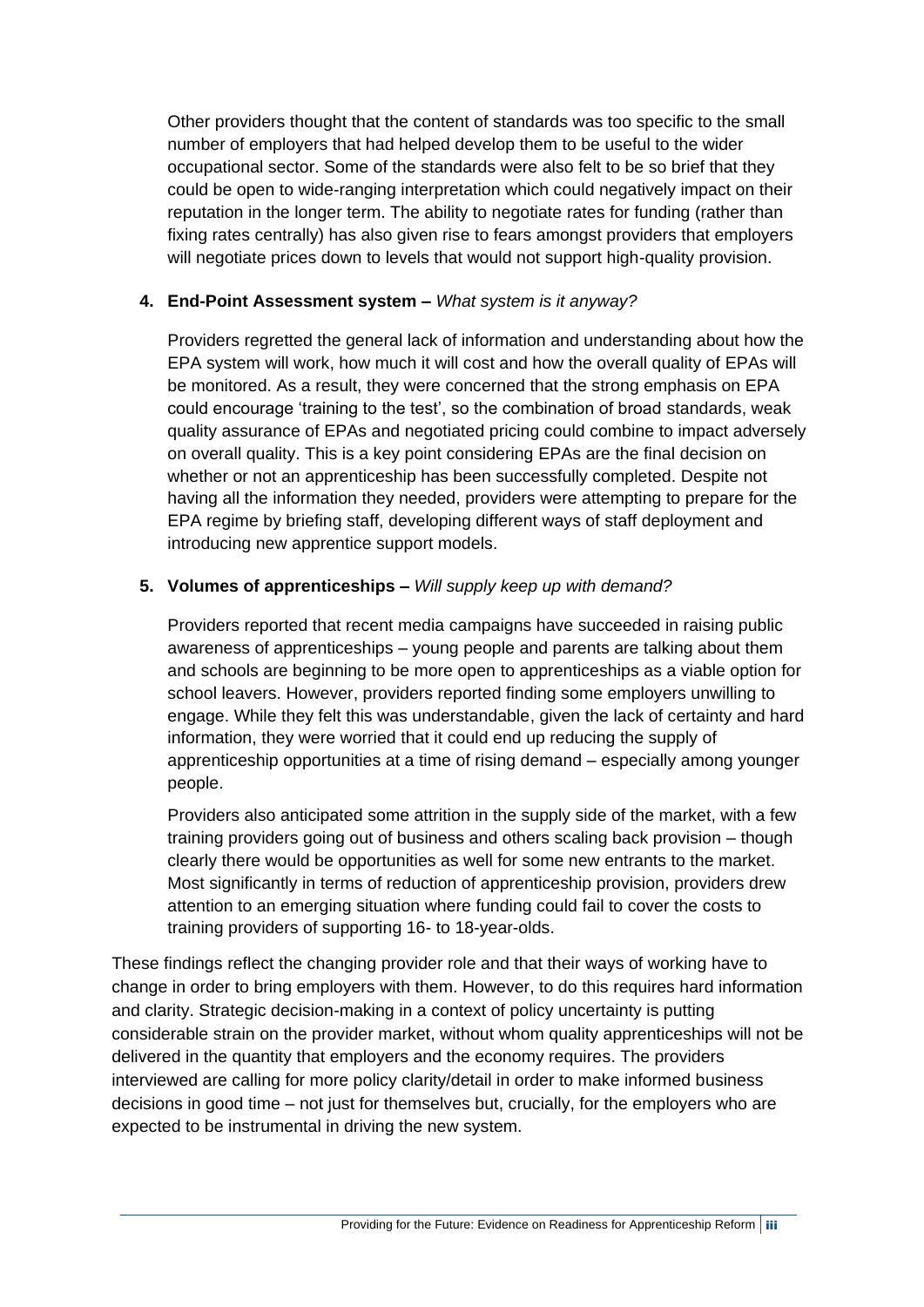Other providers thought that the content of standards was too specific to the small number of employers that had helped develop them to be useful to the wider occupational sector. Some of the standards were also felt to be so brief that they could be open to wide-ranging interpretation which could negatively impact on their reputation in the longer term. The ability to negotiate rates for funding (rather than fixing rates centrally) has also given rise to fears amongst providers that employers will negotiate prices down to levels that would not support high-quality provision.

4. **End-Point Assessment system –** *What system is it anyway?*

   Providers regretted the general lack of information and understanding about how the EPA system will work, how much it will cost and how the overall quality of EPAs will be monitored. As a result, they were concerned that the strong emphasis on EPA could encourage 'training to the test', so the combination of broad standards, weak quality assurance of EPAs and negotiated pricing could combine to impact adversely on overall quality. This is a key point considering EPAs are the final decision on whether or not an apprenticeship has been successfully completed. Despite not having all the information they needed, providers were attempting to prepare for the EPA regime by briefing staff, developing different ways of staff deployment and introducing new apprentice support models.

5. **Volumes of apprenticeships –** *Will supply keep up with demand?*

   Providers reported that recent media campaigns have succeeded in raising public awareness of apprenticeships – young people and parents are talking about them and schools are beginning to be more open to apprenticeships as a viable option for school leavers. However, providers reported finding some employers unwilling to engage. While they felt this was understandable, given the lack of certainty and hard information, they were worried that it could end up reducing the supply of apprenticeship opportunities at a time of rising demand – especially among younger people.

   Providers also anticipated some attrition in the supply side of the market, with a few training providers going out of business and others scaling back provision – though clearly there would be opportunities as well for some new entrants to the market. Most significantly in terms of reduction of apprenticeship provision, providers drew attention to an emerging situation where funding could fail to cover the costs to training providers of supporting 16- to 18-year-olds.

These findings reflect the changing provider role and that their ways of working have to change in order to bring employers with them. However, to do this requires hard information and clarity. Strategic decision-making in a context of policy uncertainty is putting considerable strain on the provider market, without whom quality apprenticeships will not be delivered in the quantity that employers and the economy requires. The providers interviewed are calling for more policy clarity/detail in order to make informed business decisions in good time – not just for themselves but, crucially, for the employers who are expected to be instrumental in driving the new system.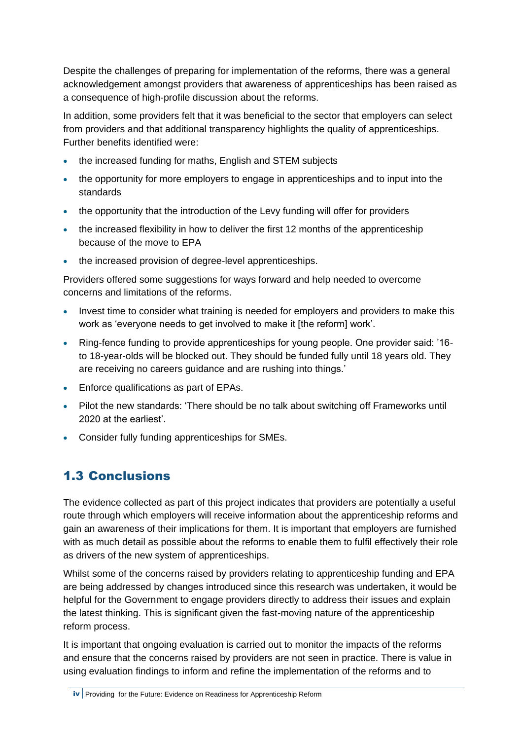Despite the challenges of preparing for implementation of the reforms, there was a general acknowledgement amongst providers that awareness of apprenticeships has been raised as a consequence of high-profile discussion about the reforms.

In addition, some providers felt that it was beneficial to the sector that employers can select from providers and that additional transparency highlights the quality of apprenticeships. Further benefits identified were:

- the increased funding for maths, English and STEM subjects
- the opportunity for more employers to engage in apprenticeships and to input into the standards
- the opportunity that the introduction of the Levy funding will offer for providers
- the increased flexibility in how to deliver the first 12 months of the apprenticeship because of the move to EPA
- the increased provision of degree-level apprenticeships.

Providers offered some suggestions for ways forward and help needed to overcome concerns and limitations of the reforms.

- Invest time to consider what training is needed for employers and providers to make this work as 'everyone needs to get involved to make it [the reform] work'.
- Ring-fence funding to provide apprenticeships for young people. One provider said: '16- to 18-year-olds will be blocked out. They should be funded fully until 18 years old. They are receiving no careers guidance and are rushing into things.'
- Enforce qualifications as part of EPAs.
- Pilot the new standards: 'There should be no talk about switching off Frameworks until 2020 at the earliest'.
- Consider fully funding apprenticeships for SMEs.

## 1.3 Conclusions

The evidence collected as part of this project indicates that providers are potentially a useful route through which employers will receive information about the apprenticeship reforms and gain an awareness of their implications for them. It is important that employers are furnished with as much detail as possible about the reforms to enable them to fulfil effectively their role as drivers of the new system of apprenticeships.

Whilst some of the concerns raised by providers relating to apprenticeship funding and EPA are being addressed by changes introduced since this research was undertaken, it would be helpful for the Government to engage providers directly to address their issues and explain the latest thinking. This is significant given the fast-moving nature of the apprenticeship reform process.

It is important that ongoing evaluation is carried out to monitor the impacts of the reforms and ensure that the concerns raised by providers are not seen in practice. There is value in using evaluation findings to inform and refine the implementation of the reforms and to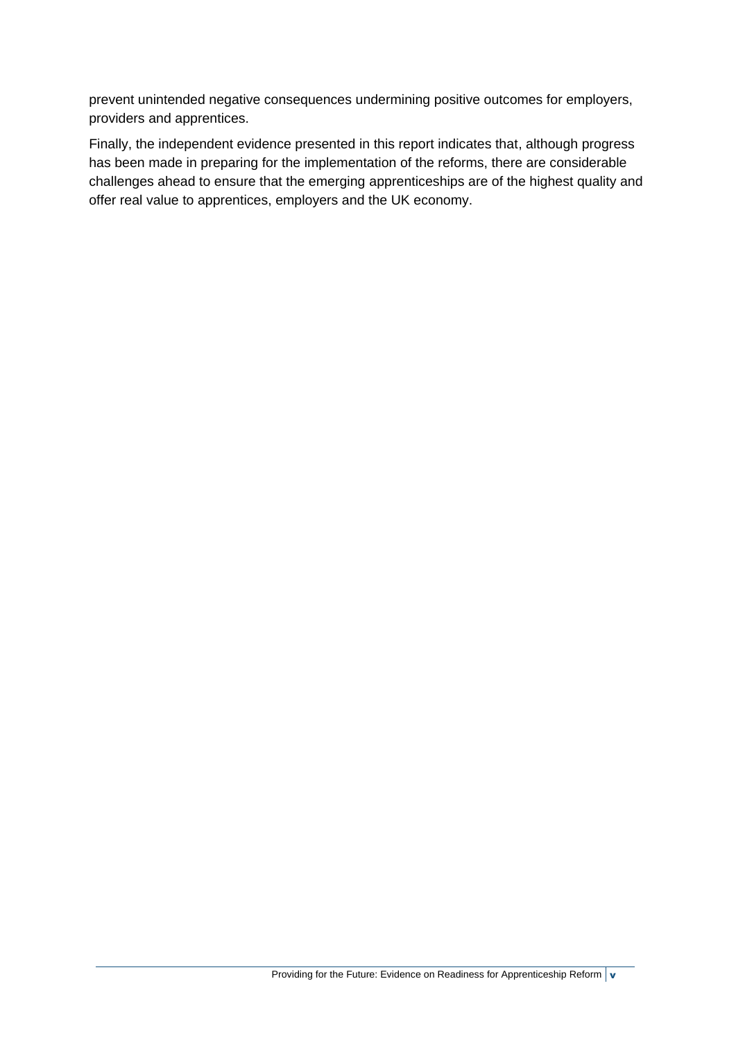prevent unintended negative consequences undermining positive outcomes for employers, providers and apprentices.

Finally, the independent evidence presented in this report indicates that, although progress has been made in preparing for the implementation of the reforms, there are considerable challenges ahead to ensure that the emerging apprenticeships are of the highest quality and offer real value to apprentices, employers and the UK economy.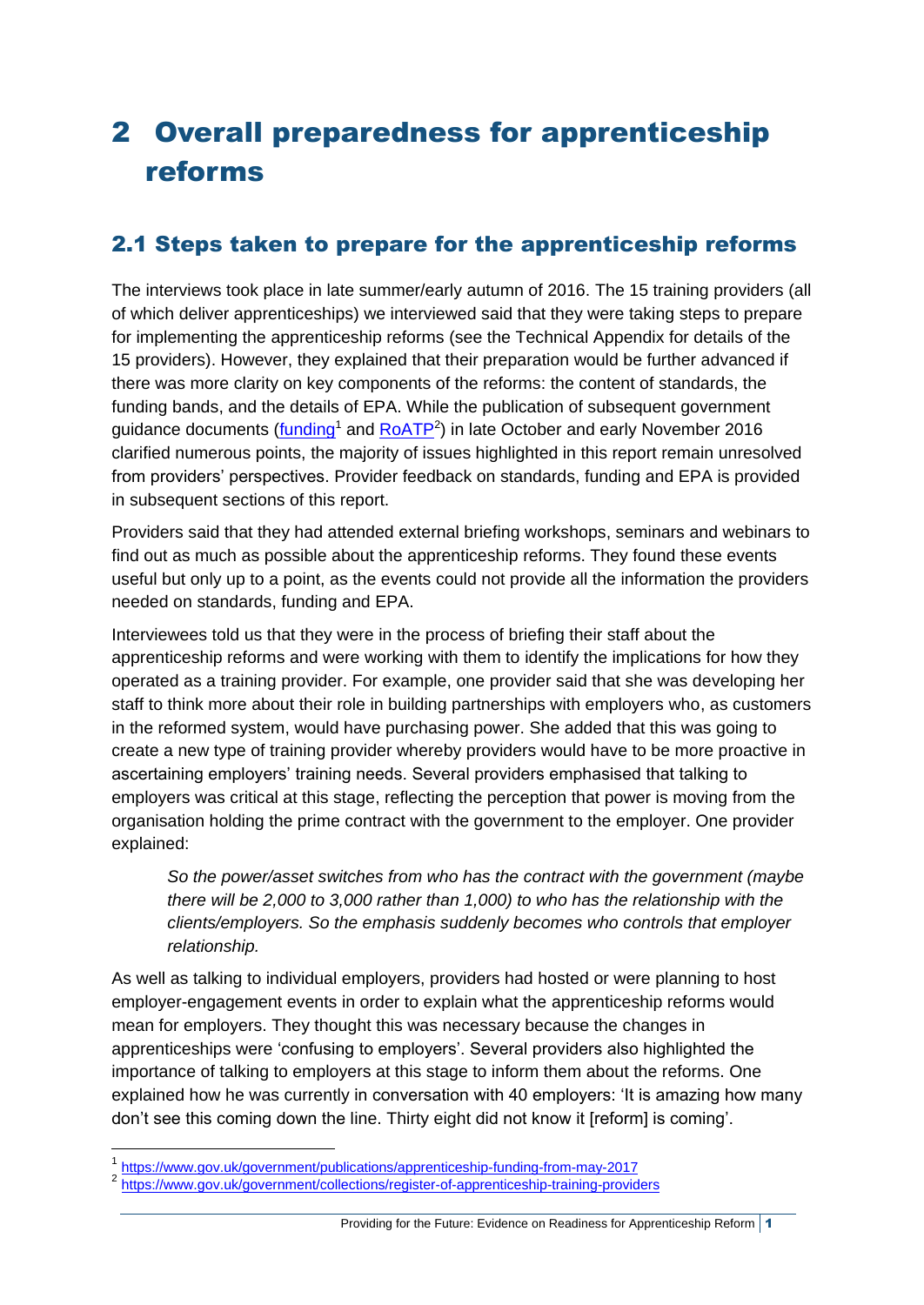# 2 Overall preparedness for apprenticeship reforms

## 2.1 Steps taken to prepare for the apprenticeship reforms

The interviews took place in late summer/early autumn of 2016. The 15 training providers (all of which deliver apprenticeships) we interviewed said that they were taking steps to prepare for implementing the apprenticeship reforms (see the Technical Appendix for details of the 15 providers). However, they explained that their preparation would be further advanced if there was more clarity on key components of the reforms: the content of standards, the funding bands, and the details of EPA. While the publication of subsequent government guidance documents (funding[1] and RoATP[2]) in late October and early November 2016 clarified numerous points, the majority of issues highlighted in this report remain unresolved from providers' perspectives. Provider feedback on standards, funding and EPA is provided in subsequent sections of this report.

Providers said that they had attended external briefing workshops, seminars and webinars to find out as much as possible about the apprenticeship reforms. They found these events useful but only up to a point, as the events could not provide all the information the providers needed on standards, funding and EPA.

Interviewees told us that they were in the process of briefing their staff about the apprenticeship reforms and were working with them to identify the implications for how they operated as a training provider. For example, one provider said that she was developing her staff to think more about their role in building partnerships with employers who, as customers in the reformed system, would have purchasing power. She added that this was going to create a new type of training provider whereby providers would have to be more proactive in ascertaining employers' training needs. Several providers emphasised that talking to employers was critical at this stage, reflecting the perception that power is moving from the organisation holding the prime contract with the government to the employer. One provider explained:

> *So the power/asset switches from who has the contract with the government (maybe there will be 2,000 to 3,000 rather than 1,000) to who has the relationship with the clients/employers. So the emphasis suddenly becomes who controls that employer relationship.*

As well as talking to individual employers, providers had hosted or were planning to host employer-engagement events in order to explain what the apprenticeship reforms would mean for employers. They thought this was necessary because the changes in apprenticeships were 'confusing to employers'. Several providers also highlighted the importance of talking to employers at this stage to inform them about the reforms. One explained how he was currently in conversation with 40 employers: 'It is amazing how many don't see this coming down the line. Thirty eight did not know it [reform] is coming'.

[1] https://www.gov.uk/government/publications/apprenticeship-funding-from-may-2017

[2] https://www.gov.uk/government/collections/register-of-apprenticeship-training-providers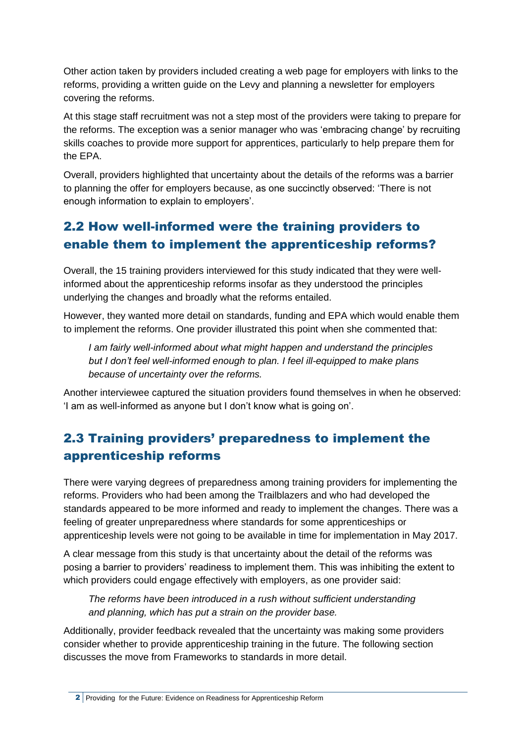Other action taken by providers included creating a web page for employers with links to the reforms, providing a written guide on the Levy and planning a newsletter for employers covering the reforms.

At this stage staff recruitment was not a step most of the providers were taking to prepare for the reforms. The exception was a senior manager who was 'embracing change' by recruiting skills coaches to provide more support for apprentices, particularly to help prepare them for the EPA.

Overall, providers highlighted that uncertainty about the details of the reforms was a barrier to planning the offer for employers because, as one succinctly observed: 'There is not enough information to explain to employers'.

## 2.2 How well-informed were the training providers to enable them to implement the apprenticeship reforms?

Overall, the 15 training providers interviewed for this study indicated that they were well-informed about the apprenticeship reforms insofar as they understood the principles underlying the changes and broadly what the reforms entailed.

However, they wanted more detail on standards, funding and EPA which would enable them to implement the reforms. One provider illustrated this point when she commented that:

> *I am fairly well-informed about what might happen and understand the principles but I don't feel well-informed enough to plan. I feel ill-equipped to make plans because of uncertainty over the reforms.*

Another interviewee captured the situation providers found themselves in when he observed: 'I am as well-informed as anyone but I don't know what is going on'.

## 2.3 Training providers' preparedness to implement the apprenticeship reforms

There were varying degrees of preparedness among training providers for implementing the reforms. Providers who had been among the Trailblazers and who had developed the standards appeared to be more informed and ready to implement the changes. There was a feeling of greater unpreparedness where standards for some apprenticeships or apprenticeship levels were not going to be available in time for implementation in May 2017.

A clear message from this study is that uncertainty about the detail of the reforms was posing a barrier to providers' readiness to implement them. This was inhibiting the extent to which providers could engage effectively with employers, as one provider said:

> *The reforms have been introduced in a rush without sufficient understanding and planning, which has put a strain on the provider base.*

Additionally, provider feedback revealed that the uncertainty was making some providers consider whether to provide apprenticeship training in the future. The following section discusses the move from Frameworks to standards in more detail.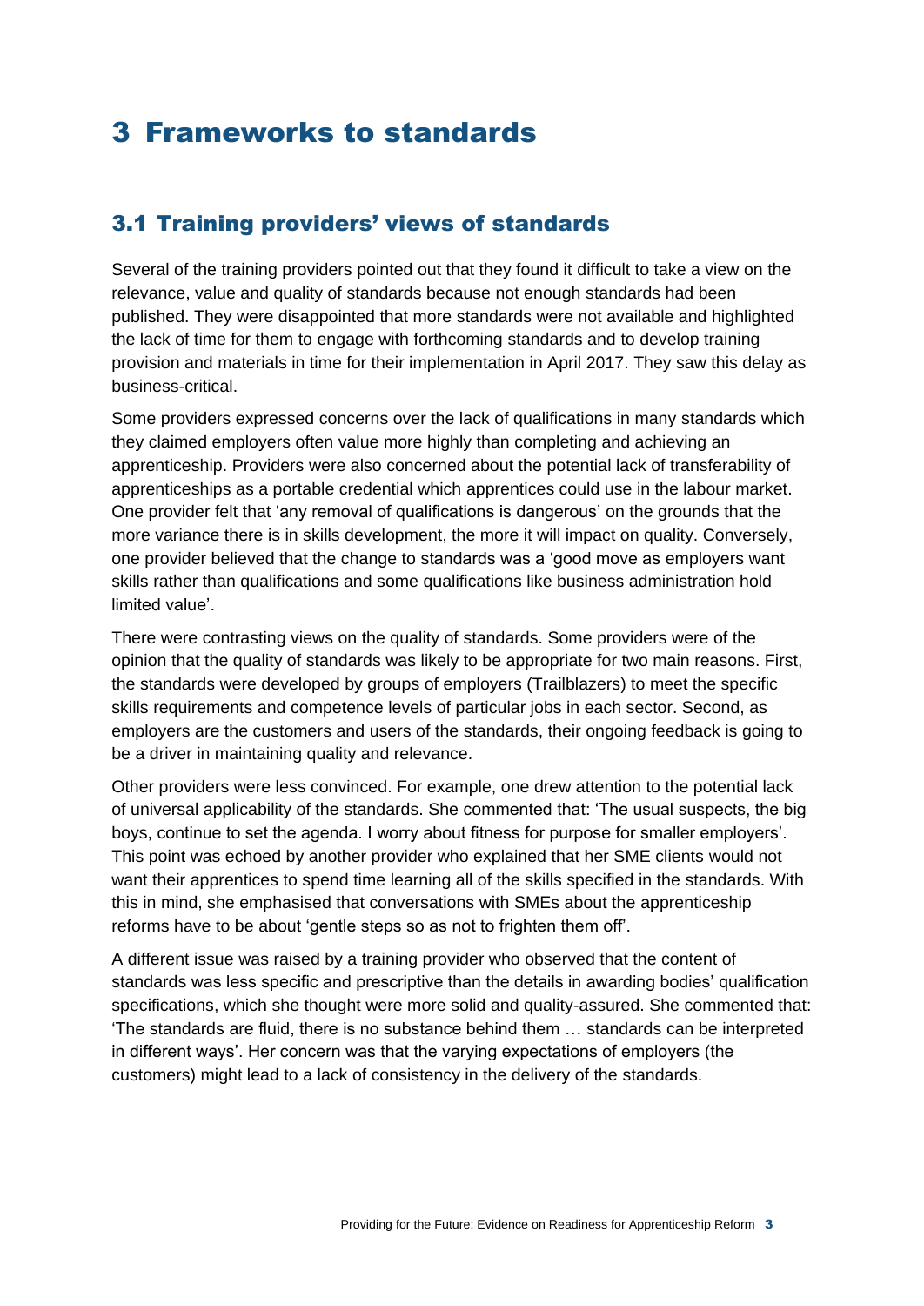# 3 Frameworks to standards

## 3.1 Training providers' views of standards

Several of the training providers pointed out that they found it difficult to take a view on the relevance, value and quality of standards because not enough standards had been published. They were disappointed that more standards were not available and highlighted the lack of time for them to engage with forthcoming standards and to develop training provision and materials in time for their implementation in April 2017. They saw this delay as business-critical.

Some providers expressed concerns over the lack of qualifications in many standards which they claimed employers often value more highly than completing and achieving an apprenticeship. Providers were also concerned about the potential lack of transferability of apprenticeships as a portable credential which apprentices could use in the labour market. One provider felt that 'any removal of qualifications is dangerous' on the grounds that the more variance there is in skills development, the more it will impact on quality. Conversely, one provider believed that the change to standards was a 'good move as employers want skills rather than qualifications and some qualifications like business administration hold limited value'.

There were contrasting views on the quality of standards. Some providers were of the opinion that the quality of standards was likely to be appropriate for two main reasons. First, the standards were developed by groups of employers (Trailblazers) to meet the specific skills requirements and competence levels of particular jobs in each sector. Second, as employers are the customers and users of the standards, their ongoing feedback is going to be a driver in maintaining quality and relevance.

Other providers were less convinced. For example, one drew attention to the potential lack of universal applicability of the standards. She commented that: 'The usual suspects, the big boys, continue to set the agenda. I worry about fitness for purpose for smaller employers'. This point was echoed by another provider who explained that her SME clients would not want their apprentices to spend time learning all of the skills specified in the standards. With this in mind, she emphasised that conversations with SMEs about the apprenticeship reforms have to be about 'gentle steps so as not to frighten them off'.

A different issue was raised by a training provider who observed that the content of standards was less specific and prescriptive than the details in awarding bodies' qualification specifications, which she thought were more solid and quality-assured. She commented that: 'The standards are fluid, there is no substance behind them … standards can be interpreted in different ways'. Her concern was that the varying expectations of employers (the customers) might lead to a lack of consistency in the delivery of the standards.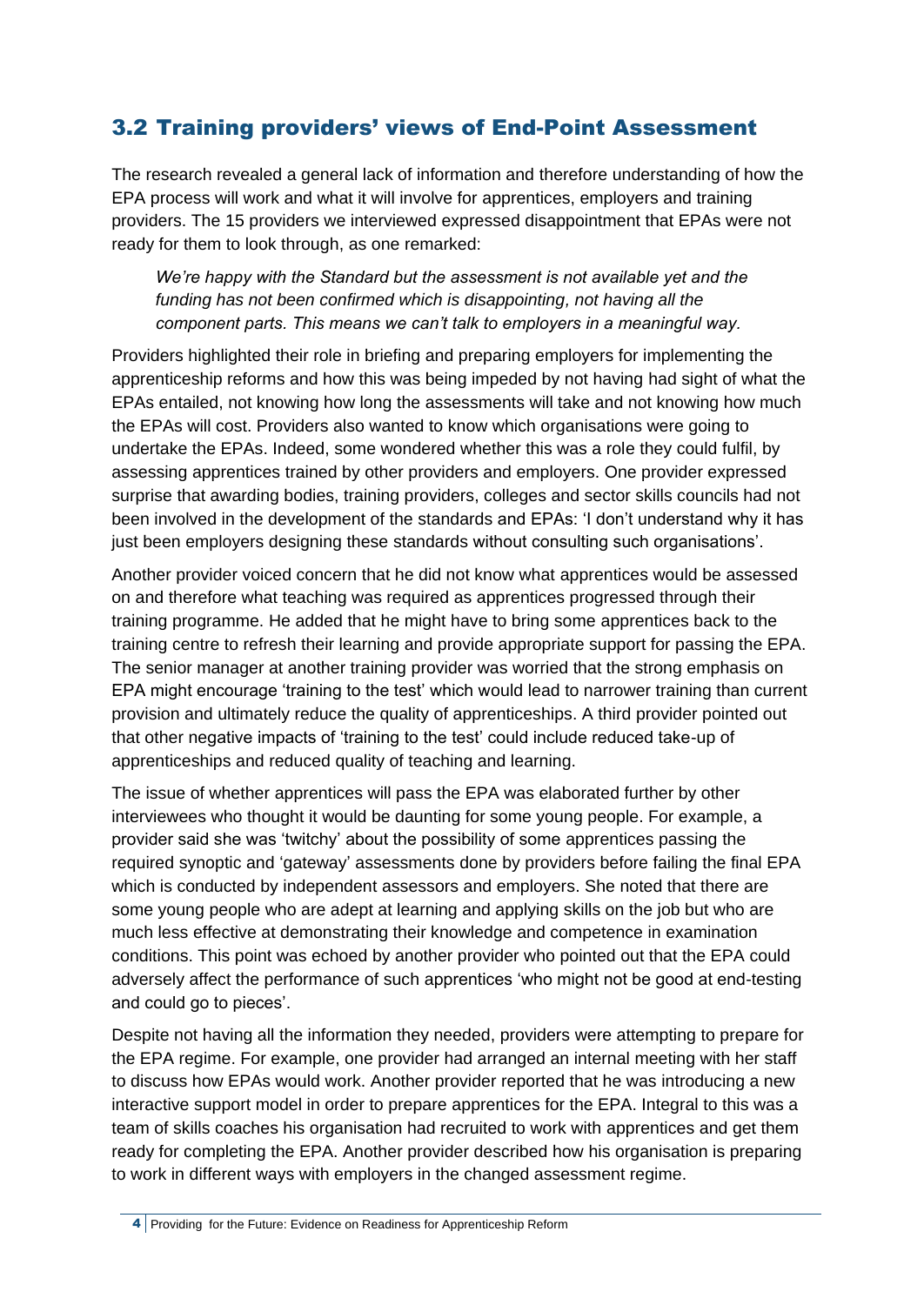## 3.2 Training providers' views of End-Point Assessment

The research revealed a general lack of information and therefore understanding of how the EPA process will work and what it will involve for apprentices, employers and training providers. The 15 providers we interviewed expressed disappointment that EPAs were not ready for them to look through, as one remarked:

> *We're happy with the Standard but the assessment is not available yet and the funding has not been confirmed which is disappointing, not having all the component parts. This means we can't talk to employers in a meaningful way.*

Providers highlighted their role in briefing and preparing employers for implementing the apprenticeship reforms and how this was being impeded by not having had sight of what the EPAs entailed, not knowing how long the assessments will take and not knowing how much the EPAs will cost. Providers also wanted to know which organisations were going to undertake the EPAs. Indeed, some wondered whether this was a role they could fulfil, by assessing apprentices trained by other providers and employers. One provider expressed surprise that awarding bodies, training providers, colleges and sector skills councils had not been involved in the development of the standards and EPAs: 'I don't understand why it has just been employers designing these standards without consulting such organisations'.

Another provider voiced concern that he did not know what apprentices would be assessed on and therefore what teaching was required as apprentices progressed through their training programme. He added that he might have to bring some apprentices back to the training centre to refresh their learning and provide appropriate support for passing the EPA. The senior manager at another training provider was worried that the strong emphasis on EPA might encourage 'training to the test' which would lead to narrower training than current provision and ultimately reduce the quality of apprenticeships. A third provider pointed out that other negative impacts of 'training to the test' could include reduced take-up of apprenticeships and reduced quality of teaching and learning.

The issue of whether apprentices will pass the EPA was elaborated further by other interviewees who thought it would be daunting for some young people. For example, a provider said she was 'twitchy' about the possibility of some apprentices passing the required synoptic and 'gateway' assessments done by providers before failing the final EPA which is conducted by independent assessors and employers. She noted that there are some young people who are adept at learning and applying skills on the job but who are much less effective at demonstrating their knowledge and competence in examination conditions. This point was echoed by another provider who pointed out that the EPA could adversely affect the performance of such apprentices 'who might not be good at end-testing and could go to pieces'.

Despite not having all the information they needed, providers were attempting to prepare for the EPA regime. For example, one provider had arranged an internal meeting with her staff to discuss how EPAs would work. Another provider reported that he was introducing a new interactive support model in order to prepare apprentices for the EPA. Integral to this was a team of skills coaches his organisation had recruited to work with apprentices and get them ready for completing the EPA. Another provider described how his organisation is preparing to work in different ways with employers in the changed assessment regime.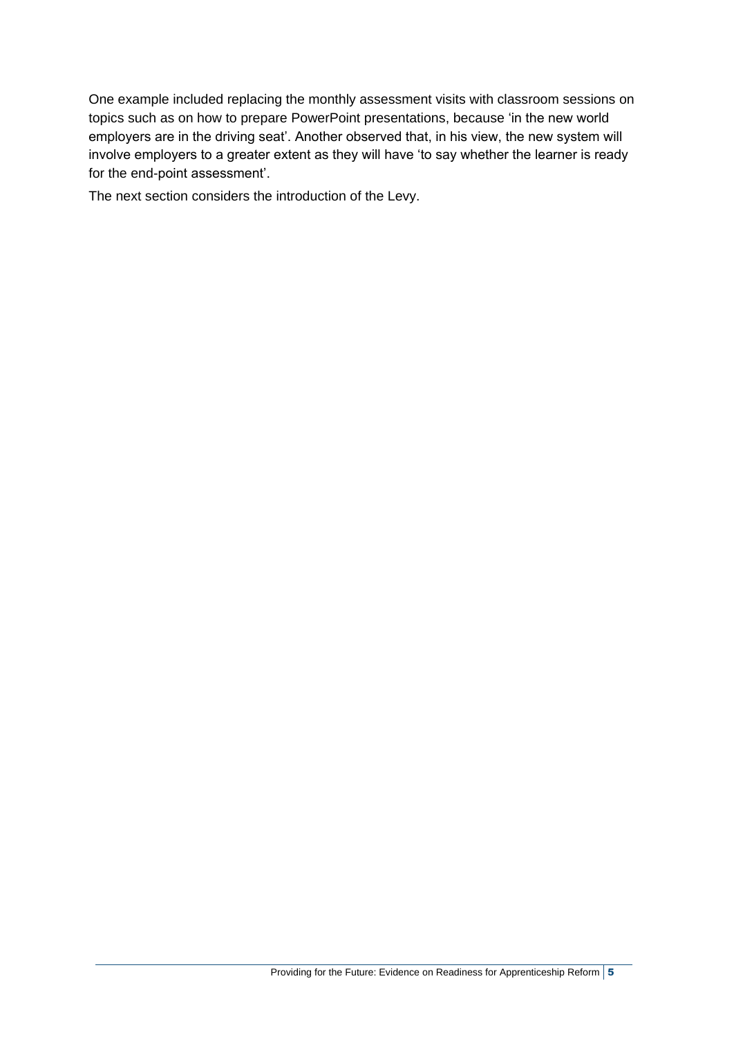One example included replacing the monthly assessment visits with classroom sessions on topics such as on how to prepare PowerPoint presentations, because 'in the new world employers are in the driving seat'. Another observed that, in his view, the new system will involve employers to a greater extent as they will have 'to say whether the learner is ready for the end-point assessment'.

The next section considers the introduction of the Levy.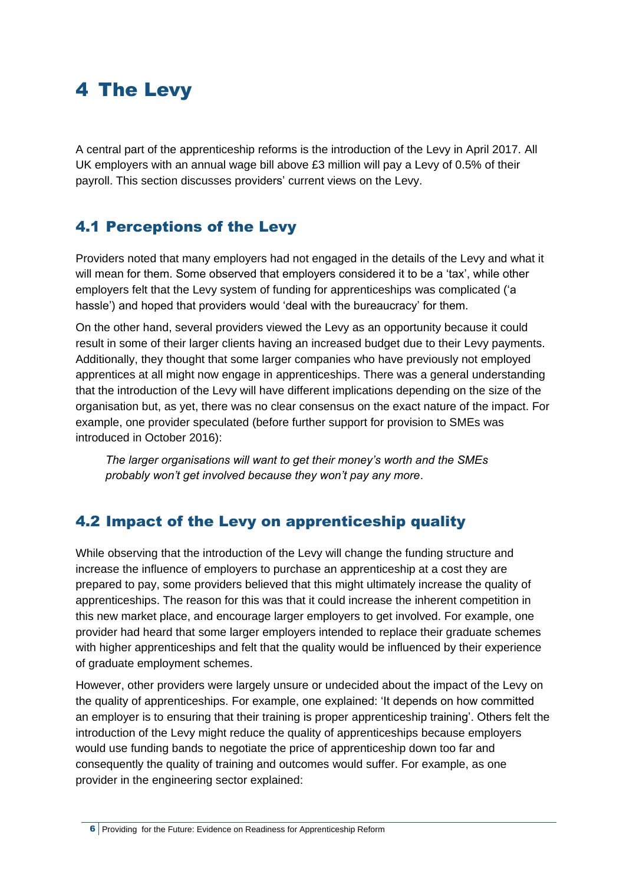# 4 The Levy

A central part of the apprenticeship reforms is the introduction of the Levy in April 2017. All UK employers with an annual wage bill above £3 million will pay a Levy of 0.5% of their payroll. This section discusses providers' current views on the Levy.

## 4.1 Perceptions of the Levy

Providers noted that many employers had not engaged in the details of the Levy and what it will mean for them. Some observed that employers considered it to be a 'tax', while other employers felt that the Levy system of funding for apprenticeships was complicated ('a hassle') and hoped that providers would 'deal with the bureaucracy' for them.

On the other hand, several providers viewed the Levy as an opportunity because it could result in some of their larger clients having an increased budget due to their Levy payments. Additionally, they thought that some larger companies who have previously not employed apprentices at all might now engage in apprenticeships. There was a general understanding that the introduction of the Levy will have different implications depending on the size of the organisation but, as yet, there was no clear consensus on the exact nature of the impact. For example, one provider speculated (before further support for provision to SMEs was introduced in October 2016):

> *The larger organisations will want to get their money's worth and the SMEs probably won't get involved because they won't pay any more*.

## 4.2 Impact of the Levy on apprenticeship quality

While observing that the introduction of the Levy will change the funding structure and increase the influence of employers to purchase an apprenticeship at a cost they are prepared to pay, some providers believed that this might ultimately increase the quality of apprenticeships. The reason for this was that it could increase the inherent competition in this new market place, and encourage larger employers to get involved. For example, one provider had heard that some larger employers intended to replace their graduate schemes with higher apprenticeships and felt that the quality would be influenced by their experience of graduate employment schemes.

However, other providers were largely unsure or undecided about the impact of the Levy on the quality of apprenticeships. For example, one explained: 'It depends on how committed an employer is to ensuring that their training is proper apprenticeship training'. Others felt the introduction of the Levy might reduce the quality of apprenticeships because employers would use funding bands to negotiate the price of apprenticeship down too far and consequently the quality of training and outcomes would suffer. For example, as one provider in the engineering sector explained: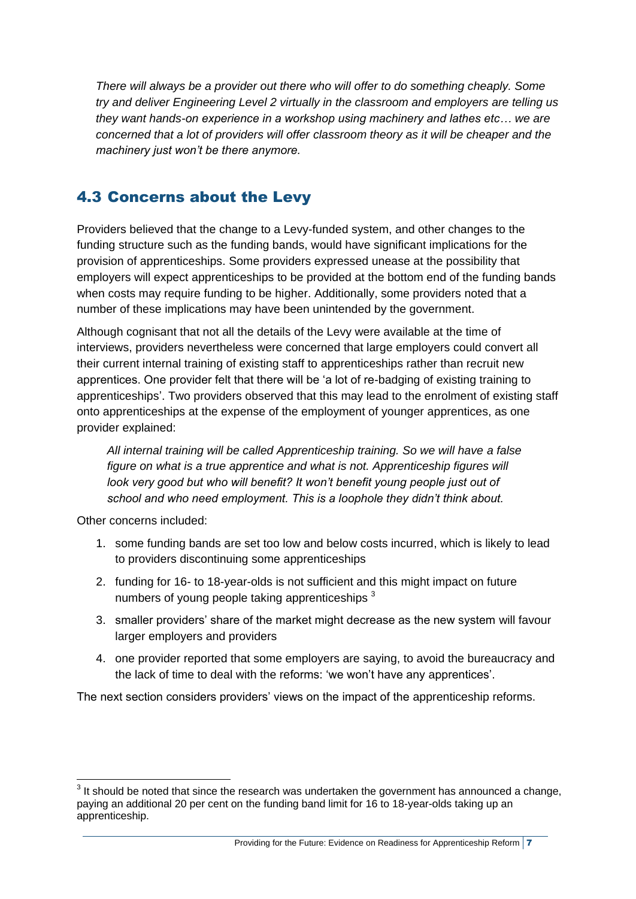*There will always be a provider out there who will offer to do something cheaply. Some try and deliver Engineering Level 2 virtually in the classroom and employers are telling us they want hands-on experience in a workshop using machinery and lathes etc… we are concerned that a lot of providers will offer classroom theory as it will be cheaper and the machinery just won't be there anymore.*

## 4.3 Concerns about the Levy

Providers believed that the change to a Levy-funded system, and other changes to the funding structure such as the funding bands, would have significant implications for the provision of apprenticeships. Some providers expressed unease at the possibility that employers will expect apprenticeships to be provided at the bottom end of the funding bands when costs may require funding to be higher. Additionally, some providers noted that a number of these implications may have been unintended by the government.

Although cognisant that not all the details of the Levy were available at the time of interviews, providers nevertheless were concerned that large employers could convert all their current internal training of existing staff to apprenticeships rather than recruit new apprentices. One provider felt that there will be 'a lot of re-badging of existing training to apprenticeships'. Two providers observed that this may lead to the enrolment of existing staff onto apprenticeships at the expense of the employment of younger apprentices, as one provider explained:

> *All internal training will be called Apprenticeship training. So we will have a false figure on what is a true apprentice and what is not. Apprenticeship figures will look very good but who will benefit? It won't benefit young people just out of school and who need employment. This is a loophole they didn't think about.*

Other concerns included:

1. some funding bands are set too low and below costs incurred, which is likely to lead to providers discontinuing some apprenticeships
2. funding for 16- to 18-year-olds is not sufficient and this might impact on future numbers of young people taking apprenticeships [3]
3. smaller providers' share of the market might decrease as the new system will favour larger employers and providers
4. one provider reported that some employers are saying, to avoid the bureaucracy and the lack of time to deal with the reforms: 'we won't have any apprentices'.

The next section considers providers' views on the impact of the apprenticeship reforms.

[3] It should be noted that since the research was undertaken the government has announced a change, paying an additional 20 per cent on the funding band limit for 16 to 18-year-olds taking up an apprenticeship.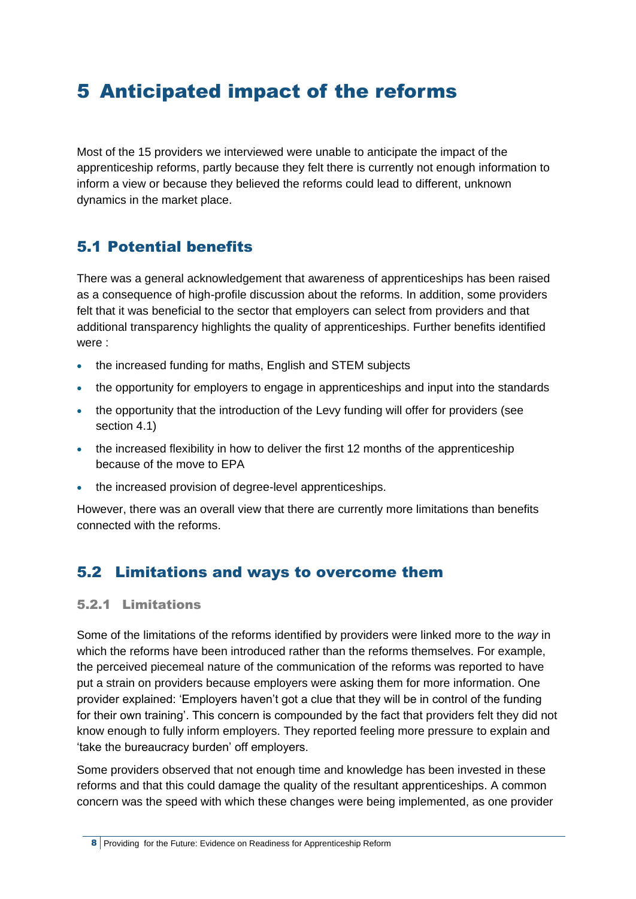# 5 Anticipated impact of the reforms

Most of the 15 providers we interviewed were unable to anticipate the impact of the apprenticeship reforms, partly because they felt there is currently not enough information to inform a view or because they believed the reforms could lead to different, unknown dynamics in the market place.

## 5.1 Potential benefits

There was a general acknowledgement that awareness of apprenticeships has been raised as a consequence of high-profile discussion about the reforms. In addition, some providers felt that it was beneficial to the sector that employers can select from providers and that additional transparency highlights the quality of apprenticeships. Further benefits identified were :

- the increased funding for maths, English and STEM subjects
- the opportunity for employers to engage in apprenticeships and input into the standards
- the opportunity that the introduction of the Levy funding will offer for providers (see section 4.1)
- the increased flexibility in how to deliver the first 12 months of the apprenticeship because of the move to EPA
- the increased provision of degree-level apprenticeships.

However, there was an overall view that there are currently more limitations than benefits connected with the reforms.

## 5.2 Limitations and ways to overcome them

### 5.2.1 Limitations

Some of the limitations of the reforms identified by providers were linked more to the *way* in which the reforms have been introduced rather than the reforms themselves. For example, the perceived piecemeal nature of the communication of the reforms was reported to have put a strain on providers because employers were asking them for more information. One provider explained: 'Employers haven't got a clue that they will be in control of the funding for their own training'. This concern is compounded by the fact that providers felt they did not know enough to fully inform employers. They reported feeling more pressure to explain and 'take the bureaucracy burden' off employers.

Some providers observed that not enough time and knowledge has been invested in these reforms and that this could damage the quality of the resultant apprenticeships. A common concern was the speed with which these changes were being implemented, as one provider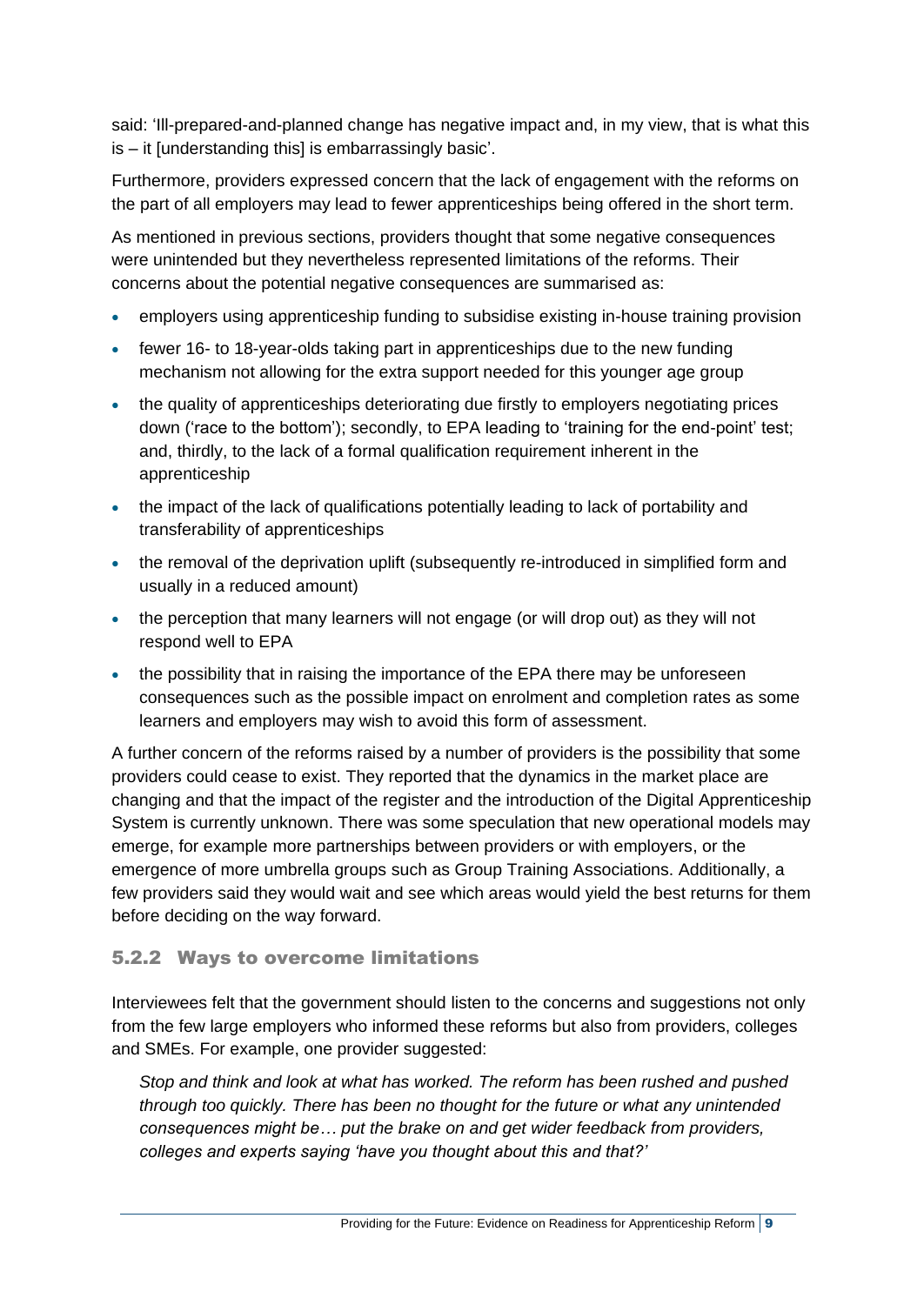said: 'Ill-prepared-and-planned change has negative impact and, in my view, that is what this is – it [understanding this] is embarrassingly basic'.

Furthermore, providers expressed concern that the lack of engagement with the reforms on the part of all employers may lead to fewer apprenticeships being offered in the short term.

As mentioned in previous sections, providers thought that some negative consequences were unintended but they nevertheless represented limitations of the reforms. Their concerns about the potential negative consequences are summarised as:

- employers using apprenticeship funding to subsidise existing in-house training provision
- fewer 16- to 18-year-olds taking part in apprenticeships due to the new funding mechanism not allowing for the extra support needed for this younger age group
- the quality of apprenticeships deteriorating due firstly to employers negotiating prices down ('race to the bottom'); secondly, to EPA leading to 'training for the end-point' test; and, thirdly, to the lack of a formal qualification requirement inherent in the apprenticeship
- the impact of the lack of qualifications potentially leading to lack of portability and transferability of apprenticeships
- the removal of the deprivation uplift (subsequently re-introduced in simplified form and usually in a reduced amount)
- the perception that many learners will not engage (or will drop out) as they will not respond well to EPA
- the possibility that in raising the importance of the EPA there may be unforeseen consequences such as the possible impact on enrolment and completion rates as some learners and employers may wish to avoid this form of assessment.

A further concern of the reforms raised by a number of providers is the possibility that some providers could cease to exist. They reported that the dynamics in the market place are changing and that the impact of the register and the introduction of the Digital Apprenticeship System is currently unknown. There was some speculation that new operational models may emerge, for example more partnerships between providers or with employers, or the emergence of more umbrella groups such as Group Training Associations. Additionally, a few providers said they would wait and see which areas would yield the best returns for them before deciding on the way forward.

### 5.2.2 Ways to overcome limitations

Interviewees felt that the government should listen to the concerns and suggestions not only from the few large employers who informed these reforms but also from providers, colleges and SMEs. For example, one provider suggested:

> *Stop and think and look at what has worked. The reform has been rushed and pushed through too quickly. There has been no thought for the future or what any unintended consequences might be… put the brake on and get wider feedback from providers, colleges and experts saying 'have you thought about this and that?'*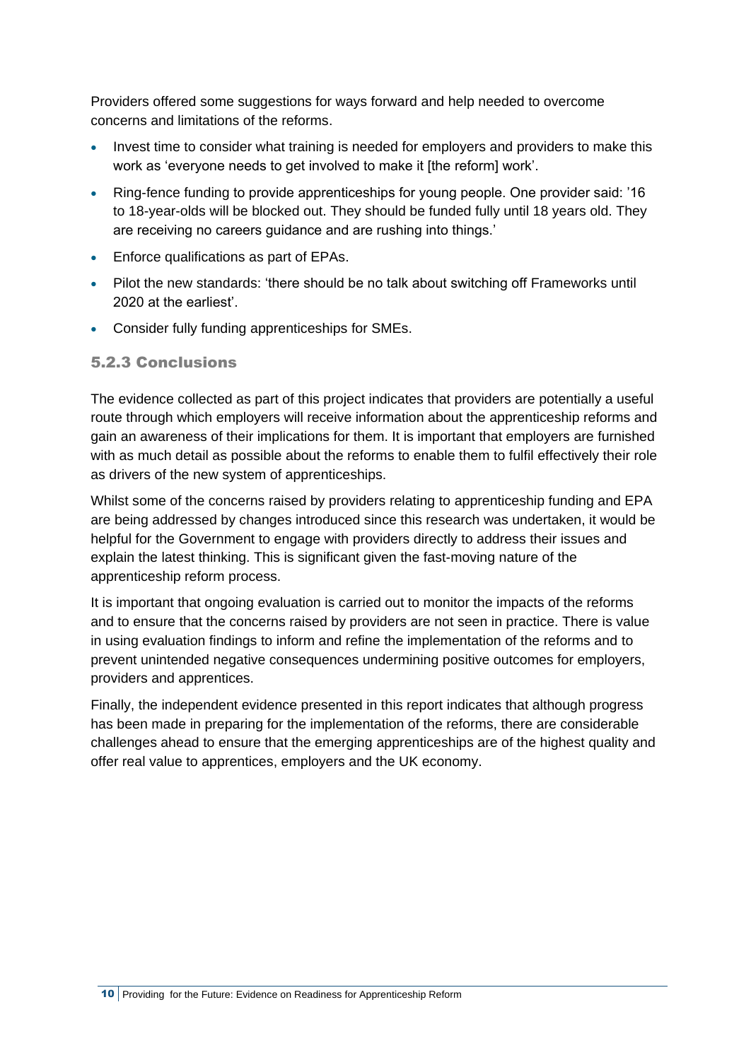Providers offered some suggestions for ways forward and help needed to overcome concerns and limitations of the reforms.

- Invest time to consider what training is needed for employers and providers to make this work as 'everyone needs to get involved to make it [the reform] work'.
- Ring-fence funding to provide apprenticeships for young people. One provider said: '16 to 18-year-olds will be blocked out. They should be funded fully until 18 years old. They are receiving no careers guidance and are rushing into things.'
- Enforce qualifications as part of EPAs.
- Pilot the new standards: 'there should be no talk about switching off Frameworks until 2020 at the earliest'.
- Consider fully funding apprenticeships for SMEs.

### 5.2.3 Conclusions

The evidence collected as part of this project indicates that providers are potentially a useful route through which employers will receive information about the apprenticeship reforms and gain an awareness of their implications for them. It is important that employers are furnished with as much detail as possible about the reforms to enable them to fulfil effectively their role as drivers of the new system of apprenticeships.

Whilst some of the concerns raised by providers relating to apprenticeship funding and EPA are being addressed by changes introduced since this research was undertaken, it would be helpful for the Government to engage with providers directly to address their issues and explain the latest thinking. This is significant given the fast-moving nature of the apprenticeship reform process.

It is important that ongoing evaluation is carried out to monitor the impacts of the reforms and to ensure that the concerns raised by providers are not seen in practice. There is value in using evaluation findings to inform and refine the implementation of the reforms and to prevent unintended negative consequences undermining positive outcomes for employers, providers and apprentices.

Finally, the independent evidence presented in this report indicates that although progress has been made in preparing for the implementation of the reforms, there are considerable challenges ahead to ensure that the emerging apprenticeships are of the highest quality and offer real value to apprentices, employers and the UK economy.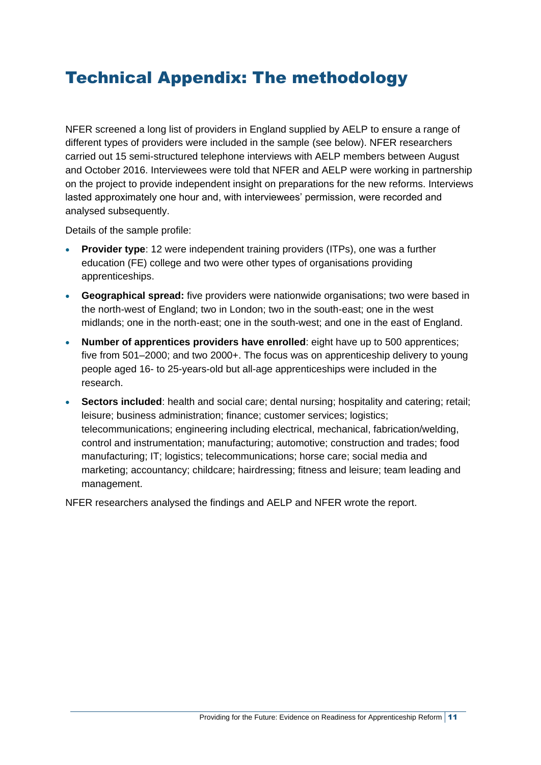# Technical Appendix: The methodology

NFER screened a long list of providers in England supplied by AELP to ensure a range of different types of providers were included in the sample (see below). NFER researchers carried out 15 semi-structured telephone interviews with AELP members between August and October 2016. Interviewees were told that NFER and AELP were working in partnership on the project to provide independent insight on preparations for the new reforms. Interviews lasted approximately one hour and, with interviewees' permission, were recorded and analysed subsequently.

Details of the sample profile:

- **Provider type**: 12 were independent training providers (ITPs), one was a further education (FE) college and two were other types of organisations providing apprenticeships.
- **Geographical spread:** five providers were nationwide organisations; two were based in the north-west of England; two in London; two in the south-east; one in the west midlands; one in the north-east; one in the south-west; and one in the east of England.
- **Number of apprentices providers have enrolled**: eight have up to 500 apprentices; five from 501–2000; and two 2000+. The focus was on apprenticeship delivery to young people aged 16- to 25-years-old but all-age apprenticeships were included in the research.
- **Sectors included**: health and social care; dental nursing; hospitality and catering; retail; leisure; business administration; finance; customer services; logistics; telecommunications; engineering including electrical, mechanical, fabrication/welding, control and instrumentation; manufacturing; automotive; construction and trades; food manufacturing; IT; logistics; telecommunications; horse care; social media and marketing; accountancy; childcare; hairdressing; fitness and leisure; team leading and management.

NFER researchers analysed the findings and AELP and NFER wrote the report.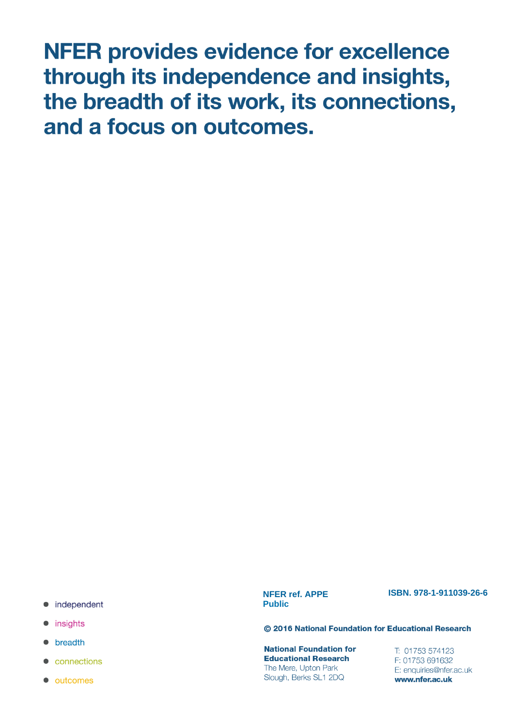# NFER provides evidence for excellence through its independence and insights, the breadth of its work, its connections, and a focus on outcomes.

- independent
- insights
- breadth
- connections
- outcomes

**NFER ref. APPE**
**Public**

**ISBN. 978-1-911039-26-6**

**© 2016 National Foundation for Educational Research**

**National Foundation for Educational Research**
The Mere, Upton Park
Slough, Berks SL1 2DQ

T: 01753 574123
F: 01753 691632
E: enquiries@nfer.ac.uk
**www.nfer.ac.uk**